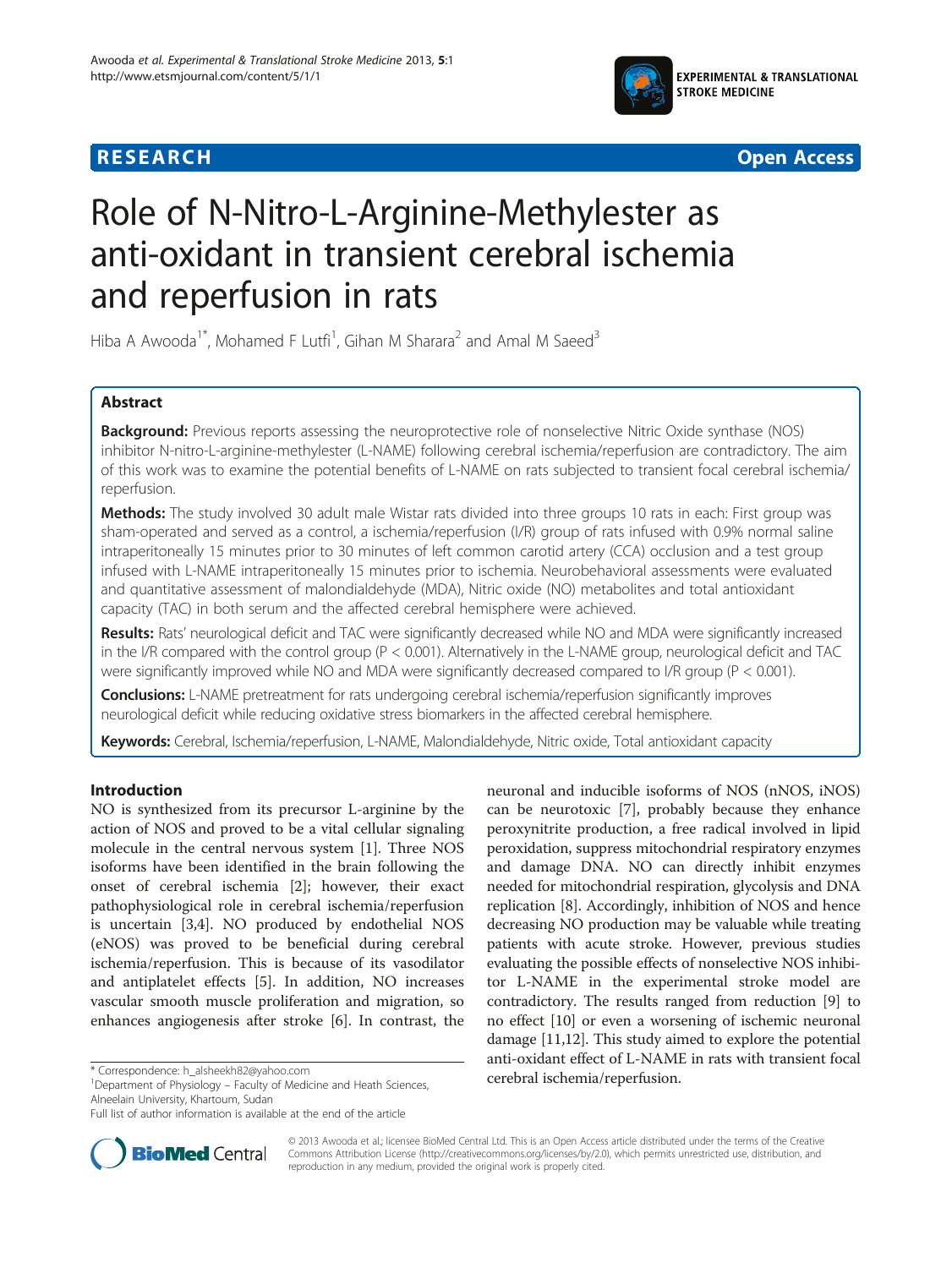# Role of N-Nitro-L-Arginine-Methylester as anti-oxidant in transient cerebral ischemia and reperfusion in rats

Hiba A Awooda[1*], Mohamed F Lutfi[1], Gihan M Sharara[2] and Amal M Saeed[3]

## Abstract

**Background:** Previous reports assessing the neuroprotective role of nonselective Nitric Oxide synthase (NOS) inhibitor N-nitro-L-arginine-methylester (L-NAME) following cerebral ischemia/reperfusion are contradictory. The aim of this work was to examine the potential benefits of L-NAME on rats subjected to transient focal cerebral ischemia/reperfusion.

**Methods:** The study involved 30 adult male Wistar rats divided into three groups 10 rats in each: First group was sham-operated and served as a control, a ischemia/reperfusion (I/R) group of rats infused with 0.9% normal saline intraperitoneally 15 minutes prior to 30 minutes of left common carotid artery (CCA) occlusion and a test group infused with L-NAME intraperitoneally 15 minutes prior to ischemia. Neurobehavioral assessments were evaluated and quantitative assessment of malondialdehyde (MDA), Nitric oxide (NO) metabolites and total antioxidant capacity (TAC) in both serum and the affected cerebral hemisphere were achieved.

**Results:** Rats' neurological deficit and TAC were significantly decreased while NO and MDA were significantly increased in the I/R compared with the control group ($P < 0.001$). Alternatively in the L-NAME group, neurological deficit and TAC were significantly improved while NO and MDA were significantly decreased compared to I/R group ($P < 0.001$).

**Conclusions:** L-NAME pretreatment for rats undergoing cerebral ischemia/reperfusion significantly improves neurological deficit while reducing oxidative stress biomarkers in the affected cerebral hemisphere.

**Keywords:** Cerebral, Ischemia/reperfusion, L-NAME, Malondialdehyde, Nitric oxide, Total antioxidant capacity

## Introduction

NO is synthesized from its precursor L-arginine by the action of NOS and proved to be a vital cellular signaling molecule in the central nervous system [1]. Three NOS isoforms have been identified in the brain following the onset of cerebral ischemia [2]; however, their exact pathophysiological role in cerebral ischemia/reperfusion is uncertain [3,4]. NO produced by endothelial NOS (eNOS) was proved to be beneficial during cerebral ischemia/reperfusion. This is because of its vasodilator and antiplatelet effects [5]. In addition, NO increases vascular smooth muscle proliferation and migration, so enhances angiogenesis after stroke [6]. In contrast, the neuronal and inducible isoforms of NOS (nNOS, iNOS) can be neurotoxic [7], probably because they enhance peroxynitrite production, a free radical involved in lipid peroxidation, suppress mitochondrial respiratory enzymes and damage DNA. NO can directly inhibit enzymes needed for mitochondrial respiration, glycolysis and DNA replication [8]. Accordingly, inhibition of NOS and hence decreasing NO production may be valuable while treating patients with acute stroke. However, previous studies evaluating the possible effects of nonselective NOS inhibitor L-NAME in the experimental stroke model are contradictory. The results ranged from reduction [9] to no effect [10] or even a worsening of ischemic neuronal damage [11,12]. This study aimed to explore the potential anti-oxidant effect of L-NAME in rats with transient focal cerebral ischemia/reperfusion.

\* Correspondence: h_alsheekh82@yahoo.com
[1]Department of Physiology – Faculty of Medicine and Heath Sciences, Alneelain University, Khartoum, Sudan
Full list of author information is available at the end of the article

© 2013 Awooda et al.; licensee BioMed Central Ltd. This is an Open Access article distributed under the terms of the Creative Commons Attribution License (http://creativecommons.org/licenses/by/2.0), which permits unrestricted use, distribution, and reproduction in any medium, provided the original work is properly cited.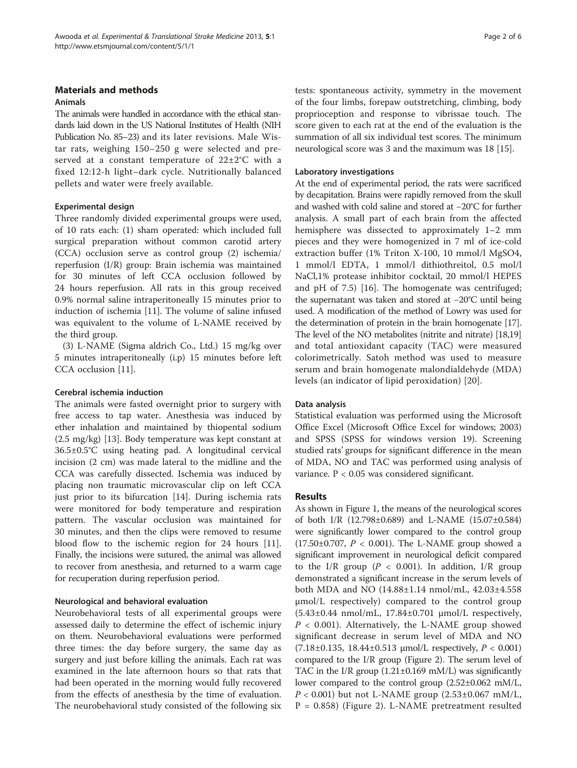## Materials and methods

### Animals

The animals were handled in accordance with the ethical standards laid down in the US National Institutes of Health (NIH Publication No. 85–23) and its later revisions. Male Wistar rats, weighing 150–250 g were selected and preserved at a constant temperature of 22±2°C with a fixed 12:12-h light–dark cycle. Nutritionally balanced pellets and water were freely available.

### Experimental design

Three randomly divided experimental groups were used, of 10 rats each: (1) sham operated: which included full surgical preparation without common carotid artery (CCA) occlusion serve as control group (2) ischemia/reperfusion (I/R) group: Brain ischemia was maintained for 30 minutes of left CCA occlusion followed by 24 hours reperfusion. All rats in this group received 0.9% normal saline intraperitoneally 15 minutes prior to induction of ischemia [11]. The volume of saline infused was equivalent to the volume of L-NAME received by the third group.

(3) L-NAME (Sigma aldrich Co., Ltd.) 15 mg/kg over 5 minutes intraperitoneally (i.p) 15 minutes before left CCA occlusion [11].

### Cerebral ischemia induction

The animals were fasted overnight prior to surgery with free access to tap water. Anesthesia was induced by ether inhalation and maintained by thiopental sodium (2.5 mg/kg) [13]. Body temperature was kept constant at 36.5±0.5°C using heating pad. A longitudinal cervical incision (2 cm) was made lateral to the midline and the CCA was carefully dissected. Ischemia was induced by placing non traumatic microvascular clip on left CCA just prior to its bifurcation [14]. During ischemia rats were monitored for body temperature and respiration pattern. The vascular occlusion was maintained for 30 minutes, and then the clips were removed to resume blood flow to the ischemic region for 24 hours [11]. Finally, the incisions were sutured, the animal was allowed to recover from anesthesia, and returned to a warm cage for recuperation during reperfusion period.

### Neurological and behavioral evaluation

Neurobehavioral tests of all experimental groups were assessed daily to determine the effect of ischemic injury on them. Neurobehavioral evaluations were performed three times: the day before surgery, the same day as surgery and just before killing the animals. Each rat was examined in the late afternoon hours so that rats that had been operated in the morning would fully recovered from the effects of anesthesia by the time of evaluation. The neurobehavioral study consisted of the following six tests: spontaneous activity, symmetry in the movement of the four limbs, forepaw outstretching, climbing, body proprioception and response to vibrissae touch. The score given to each rat at the end of the evaluation is the summation of all six individual test scores. The minimum neurological score was 3 and the maximum was 18 [15].

### Laboratory investigations

At the end of experimental period, the rats were sacrificed by decapitation. Brains were rapidly removed from the skull and washed with cold saline and stored at −20°C for further analysis. A small part of each brain from the affected hemisphere was dissected to approximately 1–2 mm pieces and they were homogenized in 7 ml of ice-cold extraction buffer (1% Triton X-100, 10 mmol/l $MgSO_4$, 1 mmol/l EDTA, 1 mmol/l dithiothreitol, 0.5 mol/l NaCl,1% protease inhibitor cocktail, 20 mmol/l HEPES and pH of 7.5) [16]. The homogenate was centrifuged; the supernatant was taken and stored at −20°C until being used. A modification of the method of Lowry was used for the determination of protein in the brain homogenate [17]. The level of the NO metabolites (nitrite and nitrate) [18,19] and total antioxidant capacity (TAC) were measured colorimetrically. Satoh method was used to measure serum and brain homogenate malondialdehyde (MDA) levels (an indicator of lipid peroxidation) [20].

### Data analysis

Statistical evaluation was performed using the Microsoft Office Excel (Microsoft Office Excel for windows; 2003) and SPSS (SPSS for windows version 19). Screening studied rats' groups for significant difference in the mean of MDA, NO and TAC was performed using analysis of variance. $P < 0.05$ was considered significant.

## Results

As shown in Figure 1, the means of the neurological scores of both I/R (12.798±0.689) and L-NAME (15.07±0.584) were significantly lower compared to the control group (17.50±0.707, $P < 0.001$). The L-NAME group showed a significant improvement in neurological deficit compared to the I/R group ($P < 0.001$). In addition, I/R group demonstrated a significant increase in the serum levels of both MDA and NO (14.88±1.14 nmol/mL, 42.03±4.558 μmol/L respectively) compared to the control group (5.43±0.44 nmol/mL, 17.84±0.701 μmol/L respectively, $P < 0.001$). Alternatively, the L-NAME group showed significant decrease in serum level of MDA and NO (7.18±0.135, 18.44±0.513 μmol/L respectively, $P < 0.001$) compared to the I/R group (Figure 2). The serum level of TAC in the I/R group (1.21±0.169 mM/L) was significantly lower compared to the control group (2.52±0.062 mM/L, $P < 0.001$) but not L-NAME group (2.53±0.067 mM/L, $P = 0.858$) (Figure 2). L-NAME pretreatment resulted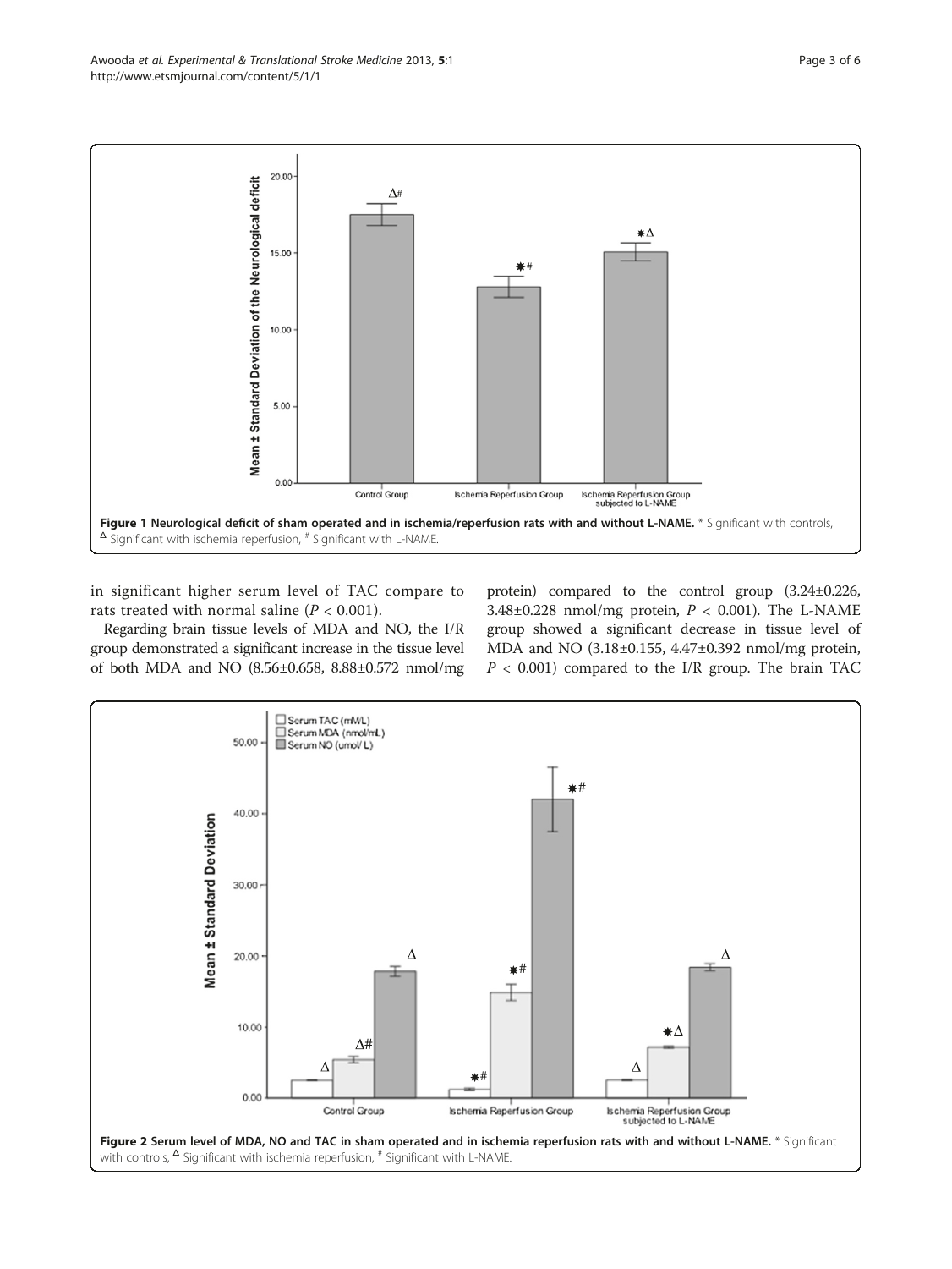Figure 1 Neurological deficit of sham operated and in ischemia/reperfusion rats with and without L-NAME. * Significant with controls, $^{\Delta}$ Significant with ischemia reperfusion, # Significant with L-NAME.

in significant higher serum level of TAC compare to rats treated with normal saline ($P < 0.001$).

Regarding brain tissue levels of MDA and NO, the I/R group demonstrated a significant increase in the tissue level of both MDA and NO (8.56±0.658, 8.88±0.572 nmol/mg protein) compared to the control group (3.24±0.226, 3.48±0.228 nmol/mg protein, $P < 0.001$). The L-NAME group showed a significant decrease in tissue level of MDA and NO (3.18±0.155, 4.47±0.392 nmol/mg protein, $P < 0.001$) compared to the I/R group. The brain TAC

Figure 2 Serum level of MDA, NO and TAC in sham operated and in ischemia reperfusion rats with and without L-NAME. * Significant with controls, $^{\Delta}$ Significant with ischemia reperfusion, # Significant with L-NAME.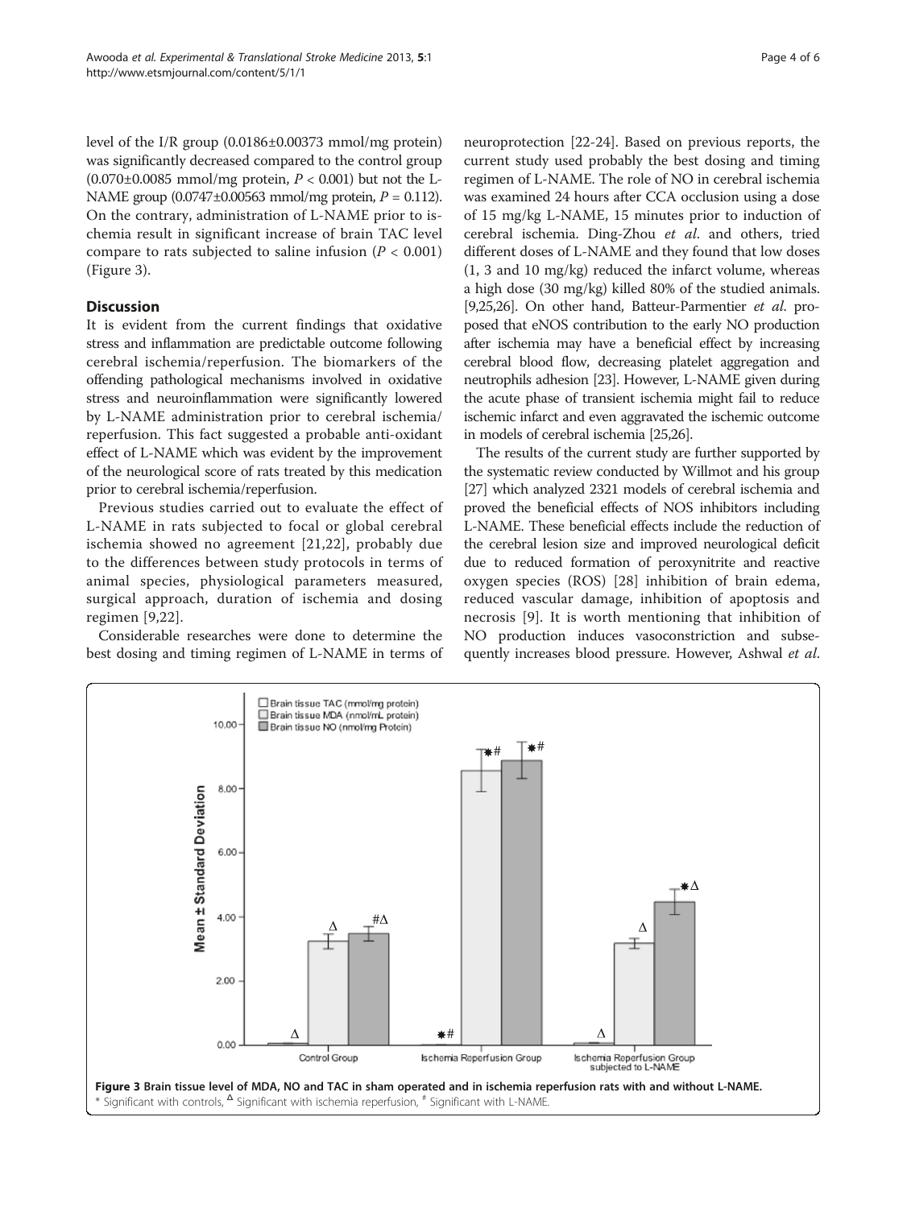level of the I/R group (0.0186±0.00373 mmol/mg protein) was significantly decreased compared to the control group (0.070±0.0085 mmol/mg protein, $P < 0.001$) but not the L-NAME group (0.0747±0.00563 mmol/mg protein, $P = 0.112$). On the contrary, administration of L-NAME prior to ischemia result in significant increase of brain TAC level compare to rats subjected to saline infusion ($P < 0.001$) (Figure 3).

## Discussion

It is evident from the current findings that oxidative stress and inflammation are predictable outcome following cerebral ischemia/reperfusion. The biomarkers of the offending pathological mechanisms involved in oxidative stress and neuroinflammation were significantly lowered by L-NAME administration prior to cerebral ischemia/reperfusion. This fact suggested a probable anti-oxidant effect of L-NAME which was evident by the improvement of the neurological score of rats treated by this medication prior to cerebral ischemia/reperfusion.

Previous studies carried out to evaluate the effect of L-NAME in rats subjected to focal or global cerebral ischemia showed no agreement [21,22], probably due to the differences between study protocols in terms of animal species, physiological parameters measured, surgical approach, duration of ischemia and dosing regimen [9,22].

Considerable researches were done to determine the best dosing and timing regimen of L-NAME in terms of neuroprotection [22-24]. Based on previous reports, the current study used probably the best dosing and timing regimen of L-NAME. The role of NO in cerebral ischemia was examined 24 hours after CCA occlusion using a dose of 15 mg/kg L-NAME, 15 minutes prior to induction of cerebral ischemia. Ding-Zhou *et al.* and others, tried different doses of L-NAME and they found that low doses (1, 3 and 10 mg/kg) reduced the infarct volume, whereas a high dose (30 mg/kg) killed 80% of the studied animals. [9,25,26]. On other hand, Batteur-Parmentier *et al.* proposed that eNOS contribution to the early NO production after ischemia may have a beneficial effect by increasing cerebral blood flow, decreasing platelet aggregation and neutrophils adhesion [23]. However, L-NAME given during the acute phase of transient ischemia might fail to reduce ischemic infarct and even aggravated the ischemic outcome in models of cerebral ischemia [25,26].

The results of the current study are further supported by the systematic review conducted by Willmot and his group [27] which analyzed 2321 models of cerebral ischemia and proved the beneficial effects of NOS inhibitors including L-NAME. These beneficial effects include the reduction of the cerebral lesion size and improved neurological deficit due to reduced formation of peroxynitrite and reactive oxygen species (ROS) [28] inhibition of brain edema, reduced vascular damage, inhibition of apoptosis and necrosis [9]. It is worth mentioning that inhibition of NO production induces vasoconstriction and subsequently increases blood pressure. However, Ashwal *et al.*

**Figure 3 Brain tissue level of MDA, NO and TAC in sham operated and in ischemia reperfusion rats with and without L-NAME.**
\* Significant with controls, [Δ] Significant with ischemia reperfusion, [#] Significant with L-NAME.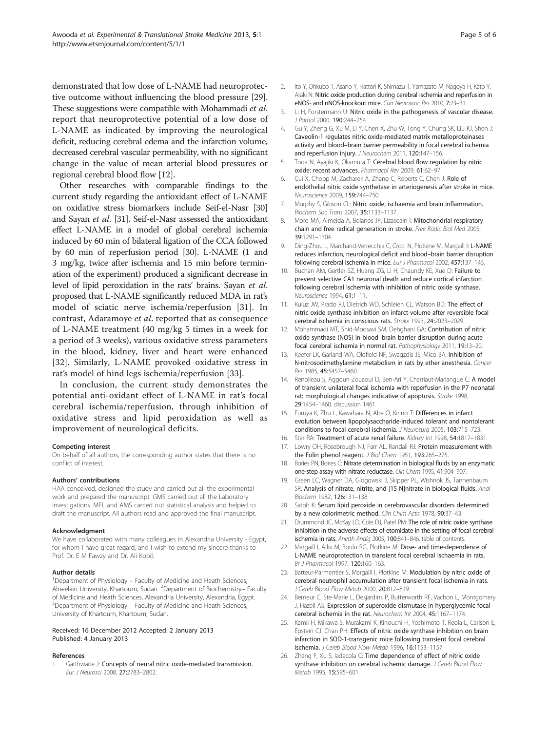demonstrated that low dose of L-NAME had neuroprotective outcome without influencing the blood pressure [29]. These suggestions were compatible with Mohammadi *et al.* report that neuroprotective potential of a low dose of L-NAME as indicated by improving the neurological deficit, reducing cerebral edema and the infarction volume, decreased cerebral vascular permeability, with no significant change in the value of mean arterial blood pressures or regional cerebral blood flow [12].

Other researches with comparable findings to the current study regarding the antioxidant effect of L-NAME on oxidative stress biomarkers include Seif-el-Nasr [30] and Sayan *et al*. [31]. Seif-el-Nasr assessed the antioxidant effect L-NAME in a model of global cerebral ischemia induced by 60 min of bilateral ligation of the CCA followed by 60 min of reperfusion period [30]. L-NAME (1 and 3 mg/kg, twice after ischemia and 15 min before termination of the experiment) produced a significant decrease in level of lipid peroxidation in the rats' brains. Sayan *et al*. proposed that L-NAME significantly reduced MDA in rat's model of sciatic nerve ischemia/reperfusion [31]. In contrast, Adaramoye *et al*. reported that as consequence of L-NAME treatment (40 mg/kg 5 times in a week for a period of 3 weeks), various oxidative stress parameters in the blood, kidney, liver and heart were enhanced [32]. Similarly, L-NAME provoked oxidative stress in rat's model of hind legs ischemia/reperfusion [33].

In conclusion, the current study demonstrates the potential anti-oxidant effect of L-NAME in rat's focal cerebral ischemia/reperfusion, through inhibition of oxidative stress and lipid peroxidation as well as improvement of neurological deficits.

#### Competing interest

On behalf of all authors, the corresponding author states that there is no conflict of interest.

#### Authors' contributions

HAA conceived, designed the study and carried out all the experimental work and prepared the manuscript. GMS carried out all the Laboratory investigations. MFL and AMS carried out statistical analysis and helped to draft the manuscript. All authors read and approved the final manuscript.

#### Acknowledgment

We have collaborated with many colleagues in Alexandria University - Egypt, for whom I have great regard, and I wish to extend my sincere thanks to Prof. Dr. E M Fawzy and Dr. Ali Kobil.

#### Author details

[1]Department of Physiology – Faculty of Medicine and Heath Sciences, Alneelain University, Khartoum, Sudan. [2]Department of Biochemistry– Faculty of Medicine and Heath Sciences, Alexandria University, Alexandria, Egypt. [3]Department of Physiology – Faculty of Medicine and Heath Sciences, University of Khartoum, Khartoum, Sudan.

Received: 16 December 2012 Accepted: 2 January 2013
Published: 4 January 2013

#### References

1. Garthwaite J: **Concepts of neural nitric oxide-mediated transmission.** *Eur J Neurosci* 2008, **27:**2783–2802.
2. Ito Y, Ohkubo T, Asano Y, Hattori K, Shimazu T, Yamazato M, Nagoya H, Kato Y, Araki N: **Nitric oxide production during cerebral ischemia and reperfusion in eNOS- and nNOS-knockout mice.** *Curr Neurovasc Res* 2010, **7:**23–31.
3. Li H, Forstermann U: **Nitric oxide in the pathogenesis of vascular disease.** *J Pathol* 2000, **190:**244–254.
4. Gu Y, Zheng G, Xu M, Li Y, Chen X, Zhu W, Tong Y, Chung SK, Liu KJ, Shen J: **Caveolin-1 regulates nitric oxide-mediated matrix metalloproteinases activity and blood–brain barrier permeability in focal cerebral ischemia and reperfusion injury.** *J Neurochem* 2011, **120:**147–156.
5. Toda N, Ayajiki K, Okamura T: **Cerebral blood flow regulation by nitric oxide: recent advances.** *Pharmacol Rev* 2009, **61:**62–97.
6. Cui X, Chopp M, Zacharek A, Zhang C, Roberts C, Chen J: **Role of endothelial nitric oxide synthetase in arteriogenesis after stroke in mice.** *Neuroscience* 2009, **159:**744–750.
7. Murphy S, Gibson CL: **Nitric oxide, ischaemia and brain inflammation.** *Biochem Soc Trans* 2007, **35:**1133–1137.
8. Moro MA, Almeida A, Bolanos JP, Lizasoain I: **Mitochondrial respiratory chain and free radical generation in stroke.** *Free Radic Biol Med* 2005, **39:**1291–1304.
9. Ding-Zhou L, Marchand-Verrecchia C, Croci N, Plotkine M, Margaill I: **L-NAME reduces infarction, neurological deficit and blood–brain barrier disruption following cerebral ischemia in mice.** *Eur J Pharmacol* 2002, **457:**137–146.
10. Buchan AM, Gertler SZ, Huang ZG, Li H, Chaundy KE, Xue D: **Failure to prevent selective CA1 neuronal death and reduce cortical infarction following cerebral ischemia with inhibition of nitric oxide synthase.** *Neuroscience* 1994, **61:**1–11.
11. Kuluz JW, Prado RJ, Dietrich WD, Schleien CL, Watson BD: **The effect of nitric oxide synthase inhibition on infarct volume after reversible focal cerebral ischemia in conscious rats.** *Stroke* 1993, **24:**2023–2029.
12. Mohammadi MT, Shid-Moosavi SM, Dehghani GA: **Contribution of nitric oxide synthase (NOS) in blood–brain barrier disruption during acute focal cerebral ischemia in normal rat.** *Pathophysiology* 2011, **19:**13–20.
13. Keefer LK, Garland WA, Oldfield NF, Swagzdis JE, Mico BA: **Inhibition of N-nitrosodimethylamine metabolism in rats by ether anesthesia.** *Cancer Res* 1985, **45:**5457–5460.
14. Renolleau S, Aggoun-Zouaoui D, Ben-Ari Y, Charriaut-Marlangue C: **A model of transient unilateral focal ischemia with reperfusion in the P7 neonatal rat: morphological changes indicative of apoptosis.** *Stroke* 1998, **29:**1454–1460. discussion 1461.
15. Furuya K, Zhu L, Kawahara N, Abe O, Kirino T: **Differences in infarct evolution between lipopolysaccharide-induced tolerant and nontolerant conditions to focal cerebral ischemia.** *J Neurosurg* 2005, **103:**715–723.
16. Star RA: **Treatment of acute renal failure.** *Kidney Int* 1998, **54:**1817–1831.
17. Lowry OH, Rosebrough NJ, Farr AL, Randall RJ: **Protein measurement with the Folin phenol reagent.** *J Biol Chem* 1951, **193:**265–275.
18. Bories PN, Bories C: **Nitrate determination in biological fluids by an enzymatic one-step assay with nitrate reductase.** *Clin Chem* 1995, **41:**904–907.
19. Green LC, Wagner DA, Glogowski J, Skipper PL, Wishnok JS, Tannenbaum SR: **Analysis of nitrate, nitrite, and [15 N]nitrate in biological fluids.** *Anal Biochem* 1982, **126:**131–138.
20. Satoh K: **Serum lipid peroxide in cerebrovascular disorders determined by a new colorimetric method.** *Clin Chim Acta* 1978, **90:**37–43.
21. Drummond JC, McKay LD, Cole DJ, Patel PM: **The role of nitric oxide synthase inhibition in the adverse effects of etomidate in the setting of focal cerebral ischemia in rats.** *Anesth Analg* 2005, **100:**841–846. table of contents.
22. Margaill I, Allix M, Boulu RG, Plotkine M: **Dose- and time-dependence of L-NAME neuroprotection in transient focal cerebral ischaemia in rats.** *Br J Pharmacol* 1997, **120:**160–163.
23. Batteur-Parmentier S, Margaill I, Plotkine M: **Modulation by nitric oxide of cerebral neutrophil accumulation after transient focal ischemia in rats.** *J Cereb Blood Flow Metab* 2000, **20:**812–819.
24. Bemeur C, Ste-Marie L, Desjardins P, Butterworth RF, Vachon L, Montgomery J, Hazell AS: **Expression of superoxide dismutase in hyperglycemic focal cerebral ischemia in the rat.** *Neurochem Int* 2004, **45:**1167–1174.
25. Kamii H, Mikawa S, Murakami K, Kinouchi H, Yoshimoto T, Reola L, Carlson E, Epstein CJ, Chan PH: **Effects of nitric oxide synthase inhibition on brain infarction in SOD-1-transgenic mice following transient focal cerebral ischemia.** *J Cereb Blood Flow Metab* 1996, **16:**1153–1157.
26. Zhang F, Xu S, Iadecola C: **Time dependence of effect of nitric oxide synthase inhibition on cerebral ischemic damage.** *J Cereb Blood Flow Metab* 1995, **15:**595–601.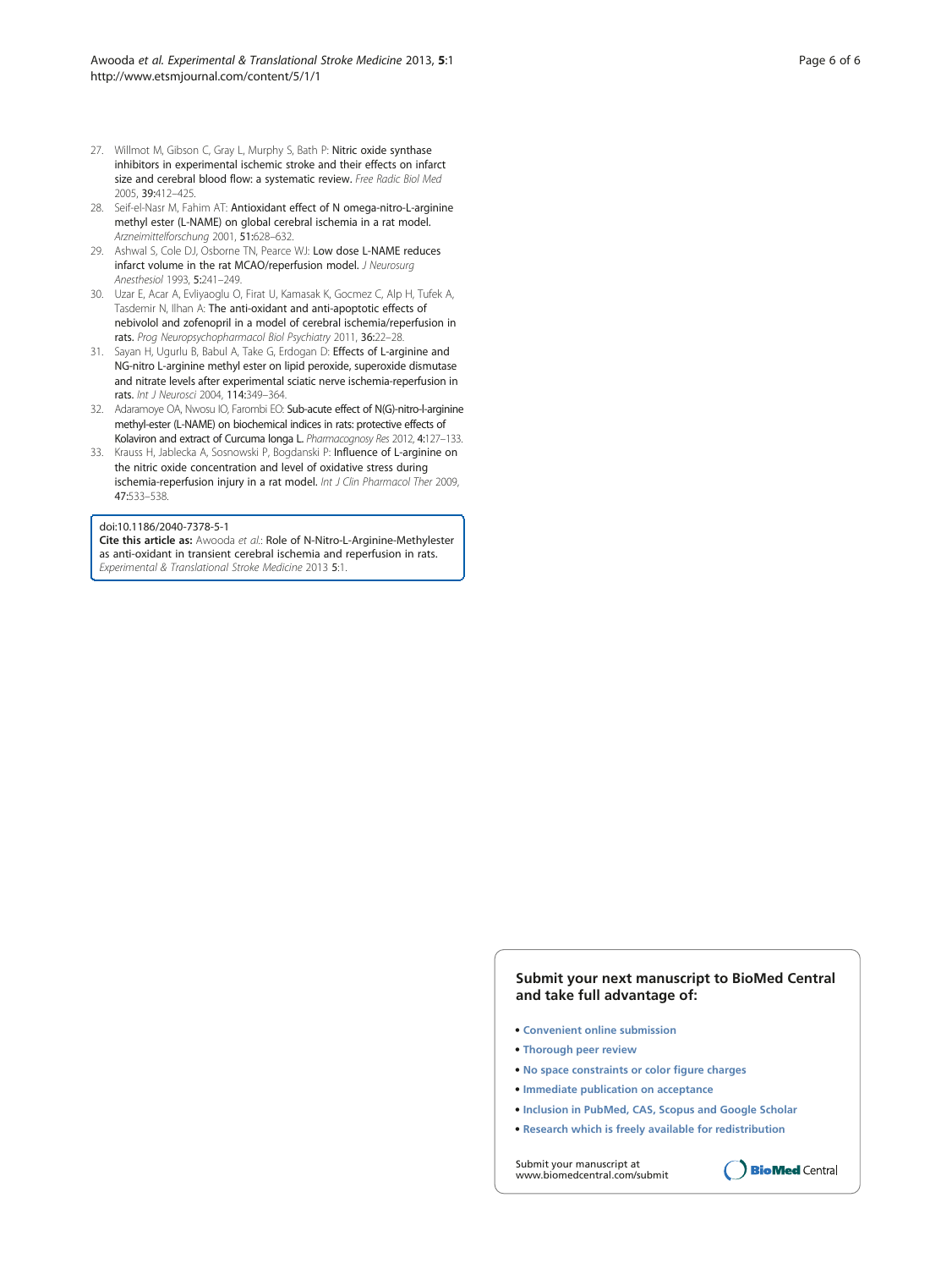27. Willmot M, Gibson C, Gray L, Murphy S, Bath P: **Nitric oxide synthase inhibitors in experimental ischemic stroke and their effects on infarct size and cerebral blood flow: a systematic review.** *Free Radic Biol Med* 2005, **39:**412–425.
28. Seif-el-Nasr M, Fahim AT: **Antioxidant effect of N omega-nitro-L-arginine methyl ester (L-NAME) on global cerebral ischemia in a rat model.** *Arzneimittelforschung* 2001, **51:**628–632.
29. Ashwal S, Cole DJ, Osborne TN, Pearce WJ: **Low dose L-NAME reduces infarct volume in the rat MCAO/reperfusion model.** *J Neurosurg Anesthesiol* 1993, **5:**241–249.
30. Uzar E, Acar A, Evliyaoglu O, Firat U, Kamasak K, Gocmez C, Alp H, Tufek A, Tasdemir N, Ilhan A: **The anti-oxidant and anti-apoptotic effects of nebivolol and zofenopril in a model of cerebral ischemia/reperfusion in rats.** *Prog Neuropsychopharmacol Biol Psychiatry* 2011, **36:**22–28.
31. Sayan H, Ugurlu B, Babul A, Take G, Erdogan D: **Effects of L-arginine and NG-nitro L-arginine methyl ester on lipid peroxide, superoxide dismutase and nitrate levels after experimental sciatic nerve ischemia-reperfusion in rats.** *Int J Neurosci* 2004, **114:**349–364.
32. Adaramoye OA, Nwosu IO, Farombi EO: **Sub-acute effect of N(G)-nitro-l-arginine methyl-ester (L-NAME) on biochemical indices in rats: protective effects of Kolaviron and extract of Curcuma longa L.** *Pharmacognosy Res* 2012, **4:**127–133.
33. Krauss H, Jablecka A, Sosnowski P, Bogdanski P: **Influence of L-arginine on the nitric oxide concentration and level of oxidative stress during ischemia-reperfusion injury in a rat model.** *Int J Clin Pharmacol Ther* 2009, **47:**533–538.

doi:10.1186/2040-7378-5-1
**Cite this article as:** Awooda *et al.*: Role of N-Nitro-L-Arginine-Methylester as anti-oxidant in transient cerebral ischemia and reperfusion in rats. *Experimental & Translational Stroke Medicine* 2013 **5**:1.

**Submit your next manuscript to BioMed Central and take full advantage of:**

- **Convenient online submission**
- **Thorough peer review**
- **No space constraints or color figure charges**
- **Immediate publication on acceptance**
- **Inclusion in PubMed, CAS, Scopus and Google Scholar**
- **Research which is freely available for redistribution**

Submit your manuscript at
www.biomedcentral.com/submit

BioMed Central